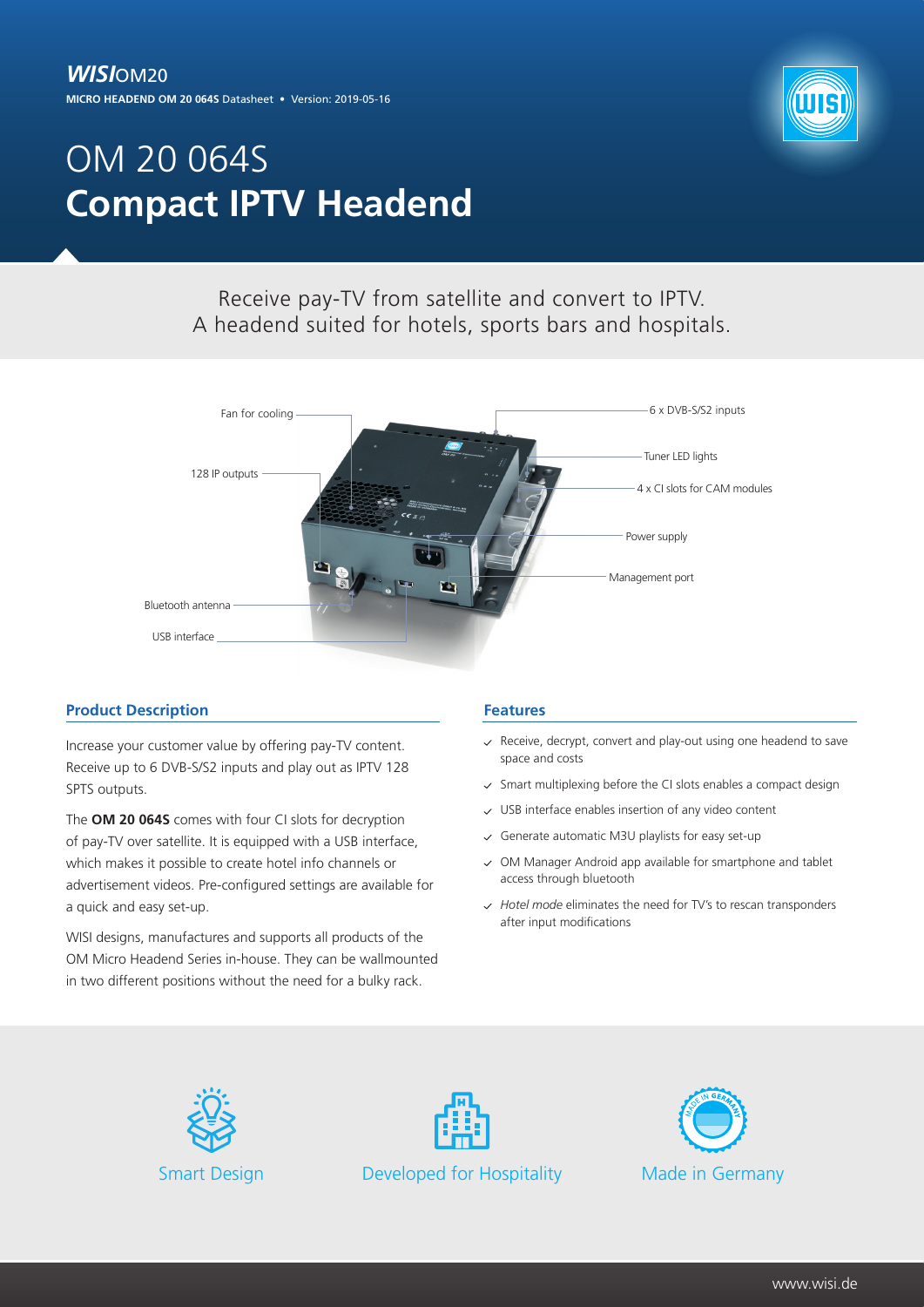**WISI**OM20

**MICRO HEADEND OM 20 064S** Datasheet • Version: 2019-05-16

# OM 20 064S
# **Compact IPTV Headend**

Receive pay-TV from satellite and convert to IPTV.
A headend suited for hotels, sports bars and hospitals.

Fan for cooling

128 IP outputs

Bluetooth antenna

USB interface

6 x DVB-S/S2 inputs

Tuner LED lights

4 x CI slots for CAM modules

Power supply

Management port

## Product Description

Increase your customer value by offering pay-TV content. Receive up to 6 DVB-S/S2 inputs and play out as IPTV 128 SPTS outputs.

The **OM 20 064S** comes with four CI slots for decryption of pay-TV over satellite. It is equipped with a USB interface, which makes it possible to create hotel info channels or advertisement videos. Pre-configured settings are available for a quick and easy set-up.

WISI designs, manufactures and supports all products of the OM Micro Headend Series in-house. They can be wallmounted in two different positions without the need for a bulky rack.

## Features

- Receive, decrypt, convert and play-out using one headend to save space and costs
- Smart multiplexing before the CI slots enables a compact design
- USB interface enables insertion of any video content
- Generate automatic M3U playlists for easy set-up
- OM Manager Android app available for smartphone and tablet access through bluetooth
- *Hotel mode* eliminates the need for TV's to rescan transponders after input modifications

Smart Design

Developed for Hospitality

Made in Germany

www.wisi.de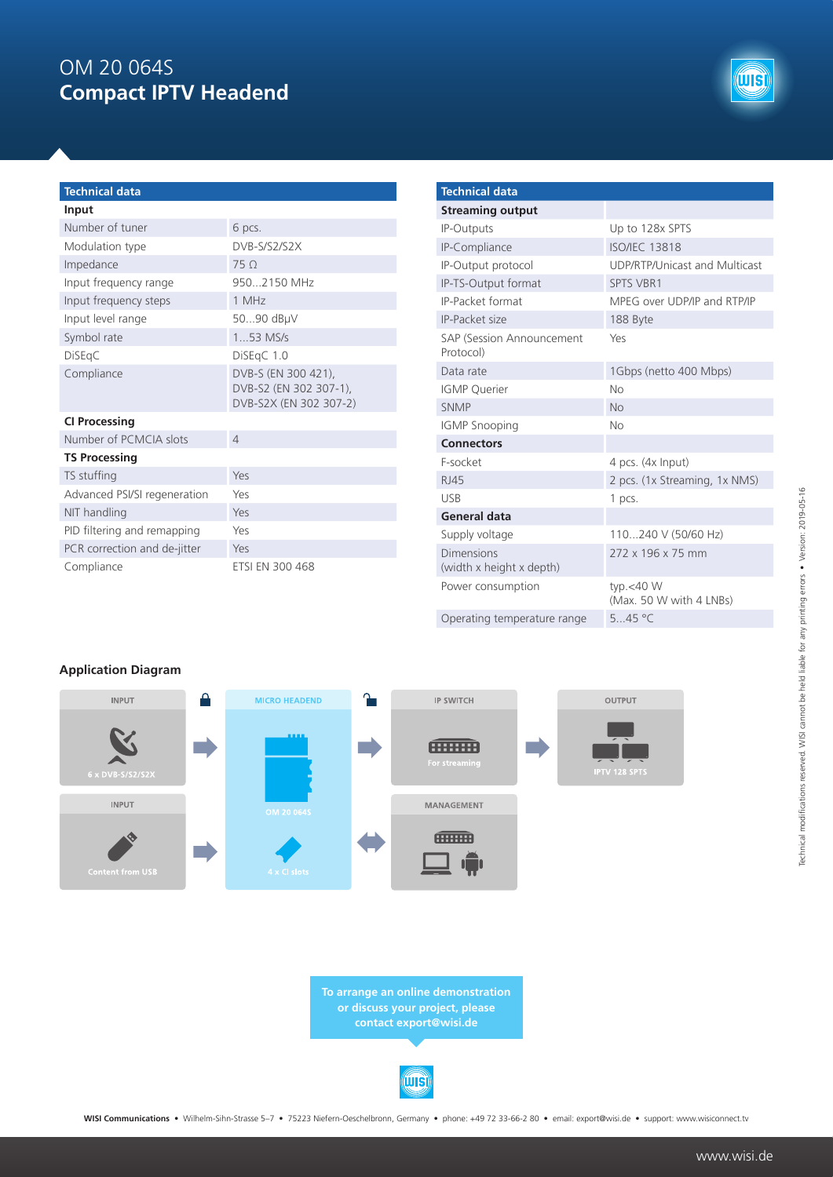# OM 20 064S
## Compact IPTV Headend

| Technical data | |
|---|---|
| **Input** | |
| Number of tuner | 6 pcs. |
| Modulation type | DVB-S/S2/S2X |
| Impedance | 75 Ω |
| Input frequency range | 950...2150 MHz |
| Input frequency steps | 1 MHz |
| Input level range | 50...90 dBµV |
| Symbol rate | 1...53 MS/s |
| DiSEqC | DiSEqC 1.0 |
| Compliance | DVB-S (EN 300 421), DVB-S2 (EN 302 307-1), DVB-S2X (EN 302 307-2) |
| **CI Processing** | |
| Number of PCMCIA slots | 4 |
| **TS Processing** | |
| TS stuffing | Yes |
| Advanced PSI/SI regeneration | Yes |
| NIT handling | Yes |
| PID filtering and remapping | Yes |
| PCR correction and de-jitter | Yes |
| Compliance | ETSI EN 300 468 |

| Technical data | |
|---|---|
| **Streaming output** | |
| IP-Outputs | Up to 128x SPTS |
| IP-Compliance | ISO/IEC 13818 |
| IP-Output protocol | UDP/RTP/Unicast and Multicast |
| IP-TS-Output format | SPTS VBR1 |
| IP-Packet format | MPEG over UDP/IP and RTP/IP |
| IP-Packet size | 188 Byte |
| SAP (Session Announcement Protocol) | Yes |
| Data rate | 1Gbps (netto 400 Mbps) |
| IGMP Querier | No |
| SNMP | No |
| IGMP Snooping | No |
| **Connectors** | |
| F-socket | 4 pcs. (4x Input) |
| RJ45 | 2 pcs. (1x Streaming, 1x NMS) |
| USB | 1 pcs. |
| **General data** | |
| Supply voltage | 110...240 V (50/60 Hz) |
| Dimensions (width x height x depth) | 272 x 196 x 75 mm |
| Power consumption | typ.<40 W (Max. 50 W with 4 LNBs) |
| Operating temperature range | 5...45 °C |

### Application Diagram

INPUT
6 x DVB-S/S2/S2X

INPUT
Content from USB

MICRO HEADEND
OM 20 064S
4 x CI slots

IP SWITCH
For streaming

MANAGEMENT

OUTPUT
IPTV 128 SPTS

**To arrange an online demonstration or discuss your project, please contact export@wisi.de**

**WISI Communications** • Wilhelm-Sihn-Strasse 5–7 • 75223 Niefern-Oeschelbronn, Germany • phone: +49 72 33-66-2 80 • email: export@wisi.de • support: www.wisiconnect.tv

Technical modifications reserved. WISI cannot be held liable for any printing errors • Version: 2019-05-16

www.wisi.de